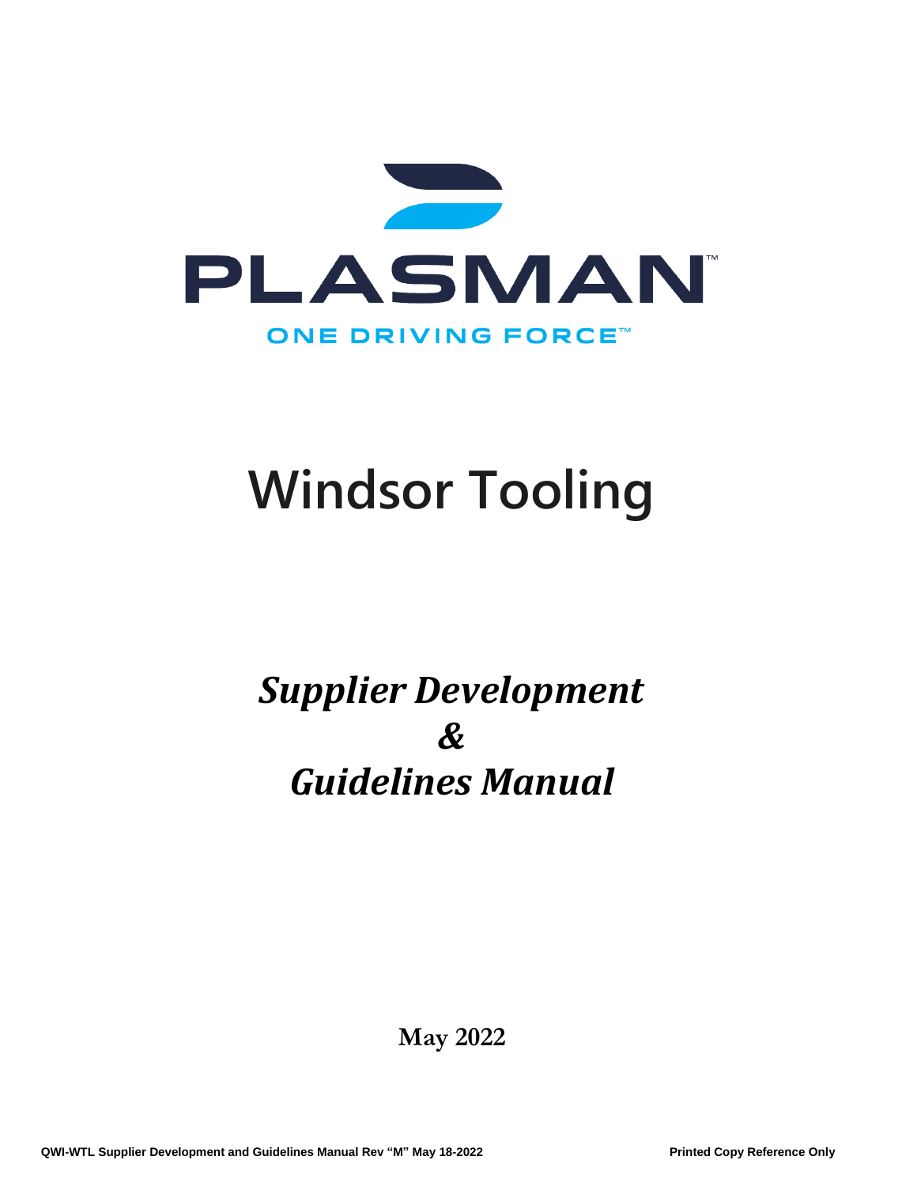PLASMAN™

ONE DRIVING FORCE™

# Windsor Tooling

## *Supplier Development & Guidelines Manual*

**May 2022**

**QWI-WTL Supplier Development and Guidelines Manual Rev "M" May 18-2022** **Printed Copy Reference Only**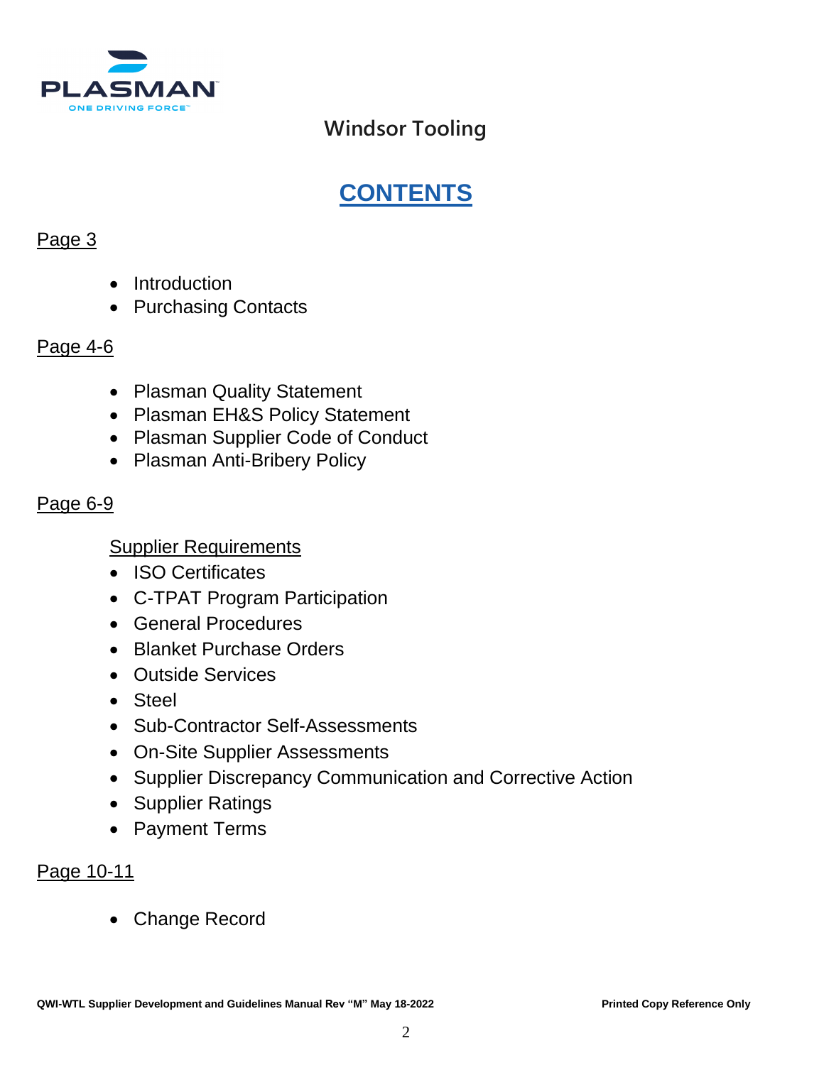Windsor Tooling

# CONTENTS

Page 3

- Introduction
- Purchasing Contacts

Page 4-6

- Plasman Quality Statement
- Plasman EH&S Policy Statement
- Plasman Supplier Code of Conduct
- Plasman Anti-Bribery Policy

Page 6-9

Supplier Requirements

- ISO Certificates
- C-TPAT Program Participation
- General Procedures
- Blanket Purchase Orders
- Outside Services
- Steel
- Sub-Contractor Self-Assessments
- On-Site Supplier Assessments
- Supplier Discrepancy Communication and Corrective Action
- Supplier Ratings
- Payment Terms

Page 10-11

- Change Record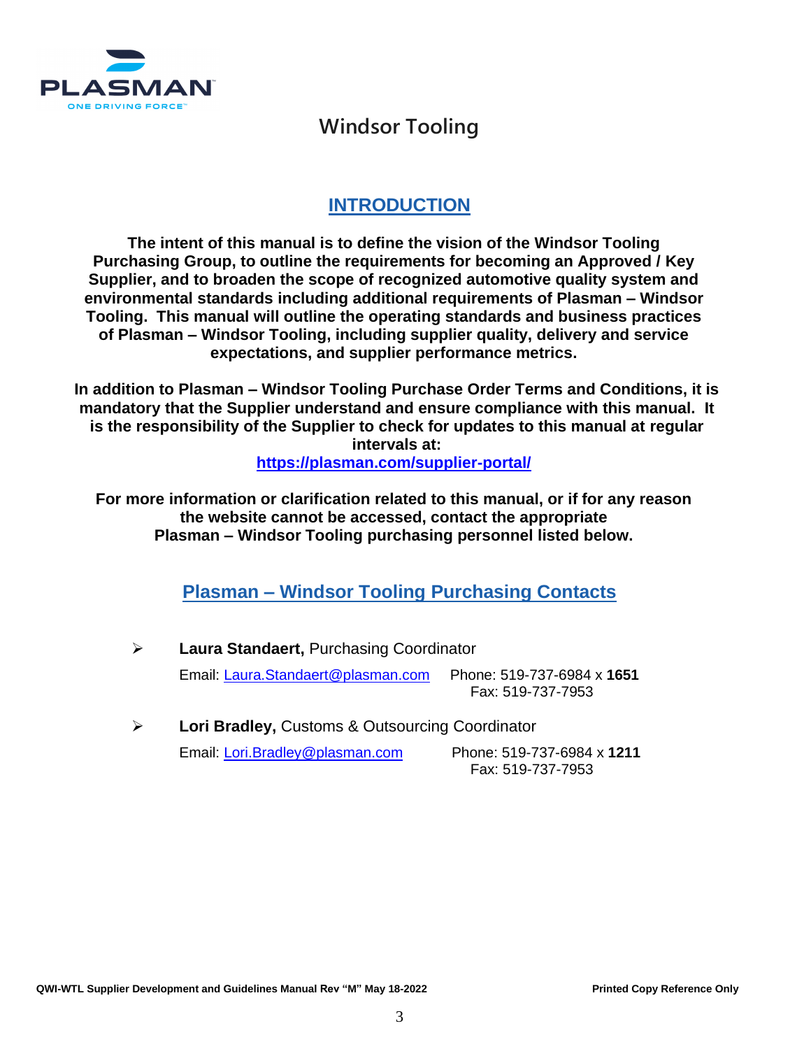# Windsor Tooling

## INTRODUCTION

**The intent of this manual is to define the vision of the Windsor Tooling Purchasing Group, to outline the requirements for becoming an Approved / Key Supplier, and to broaden the scope of recognized automotive quality system and environmental standards including additional requirements of Plasman – Windsor Tooling. This manual will outline the operating standards and business practices of Plasman – Windsor Tooling, including supplier quality, delivery and service expectations, and supplier performance metrics.**

**In addition to Plasman – Windsor Tooling Purchase Order Terms and Conditions, it is mandatory that the Supplier understand and ensure compliance with this manual. It is the responsibility of the Supplier to check for updates to this manual at regular intervals at:**
**https://plasman.com/supplier-portal/**

**For more information or clarification related to this manual, or if for any reason the website cannot be accessed, contact the appropriate Plasman – Windsor Tooling purchasing personnel listed below.**

## Plasman – Windsor Tooling Purchasing Contacts

- **Laura Standaert,** Purchasing Coordinator
  Email: Laura.Standaert@plasman.com  Phone: 519-737-6984 x **1651**
  Fax: 519-737-7953

- **Lori Bradley,** Customs & Outsourcing Coordinator
  Email: Lori.Bradley@plasman.com  Phone: 519-737-6984 x **1211**
  Fax: 519-737-7953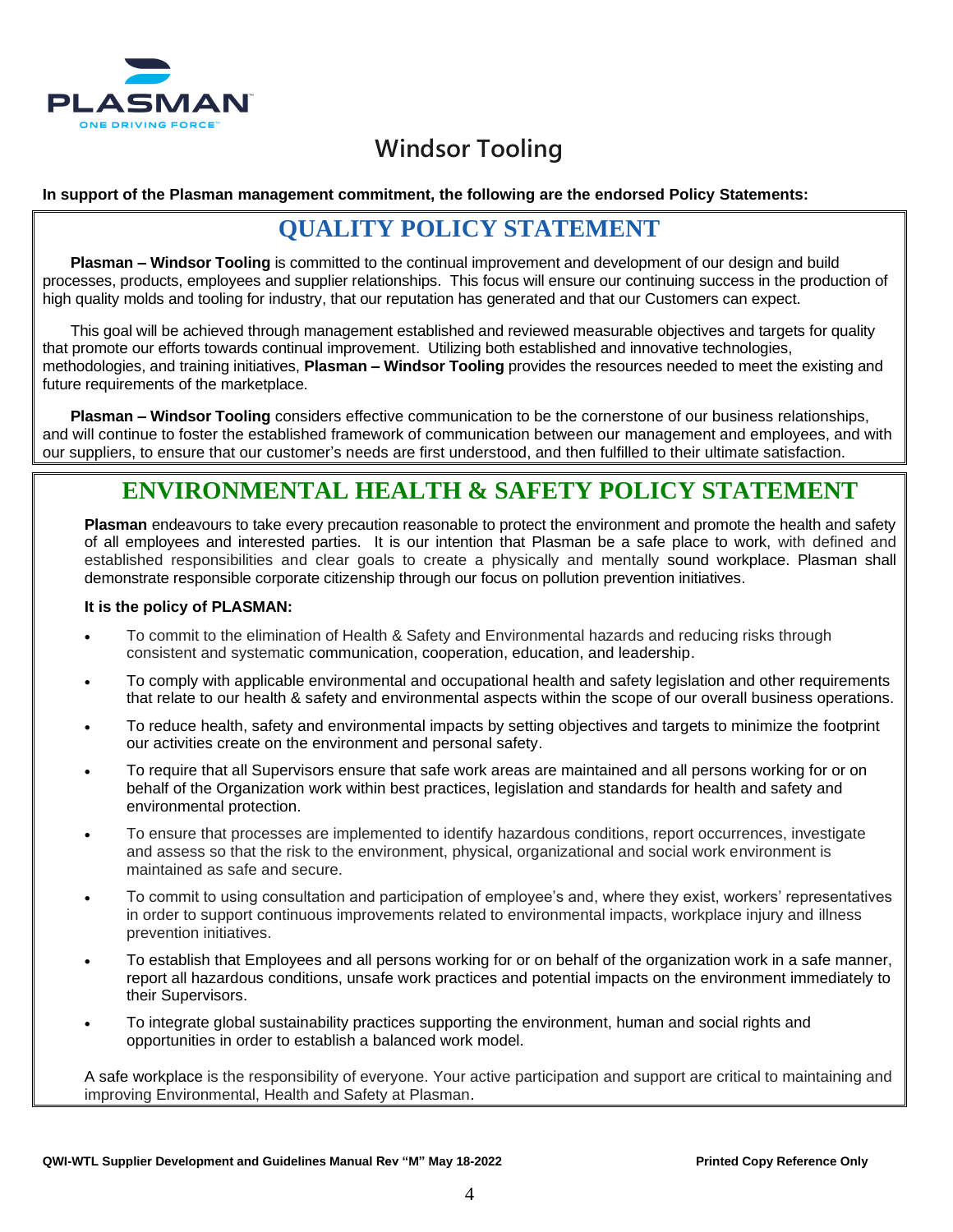# Windsor Tooling

**In support of the Plasman management commitment, the following are the endorsed Policy Statements:**

## QUALITY POLICY STATEMENT

**Plasman – Windsor Tooling** is committed to the continual improvement and development of our design and build processes, products, employees and supplier relationships. This focus will ensure our continuing success in the production of high quality molds and tooling for industry, that our reputation has generated and that our Customers can expect.

This goal will be achieved through management established and reviewed measurable objectives and targets for quality that promote our efforts towards continual improvement. Utilizing both established and innovative technologies, methodologies, and training initiatives, **Plasman – Windsor Tooling** provides the resources needed to meet the existing and future requirements of the marketplace.

**Plasman – Windsor Tooling** considers effective communication to be the cornerstone of our business relationships, and will continue to foster the established framework of communication between our management and employees, and with our suppliers, to ensure that our customer's needs are first understood, and then fulfilled to their ultimate satisfaction.

## ENVIRONMENTAL HEALTH & SAFETY POLICY STATEMENT

**Plasman** endeavours to take every precaution reasonable to protect the environment and promote the health and safety of all employees and interested parties. It is our intention that Plasman be a safe place to work, with defined and established responsibilities and clear goals to create a physically and mentally sound workplace. Plasman shall demonstrate responsible corporate citizenship through our focus on pollution prevention initiatives.

**It is the policy of PLASMAN:**

- To commit to the elimination of Health & Safety and Environmental hazards and reducing risks through consistent and systematic communication, cooperation, education, and leadership.
- To comply with applicable environmental and occupational health and safety legislation and other requirements that relate to our health & safety and environmental aspects within the scope of our overall business operations.
- To reduce health, safety and environmental impacts by setting objectives and targets to minimize the footprint our activities create on the environment and personal safety.
- To require that all Supervisors ensure that safe work areas are maintained and all persons working for or on behalf of the Organization work within best practices, legislation and standards for health and safety and environmental protection.
- To ensure that processes are implemented to identify hazardous conditions, report occurrences, investigate and assess so that the risk to the environment, physical, organizational and social work environment is maintained as safe and secure.
- To commit to using consultation and participation of employee's and, where they exist, workers' representatives in order to support continuous improvements related to environmental impacts, workplace injury and illness prevention initiatives.
- To establish that Employees and all persons working for or on behalf of the organization work in a safe manner, report all hazardous conditions, unsafe work practices and potential impacts on the environment immediately to their Supervisors.
- To integrate global sustainability practices supporting the environment, human and social rights and opportunities in order to establish a balanced work model.

A safe workplace is the responsibility of everyone. Your active participation and support are critical to maintaining and improving Environmental, Health and Safety at Plasman.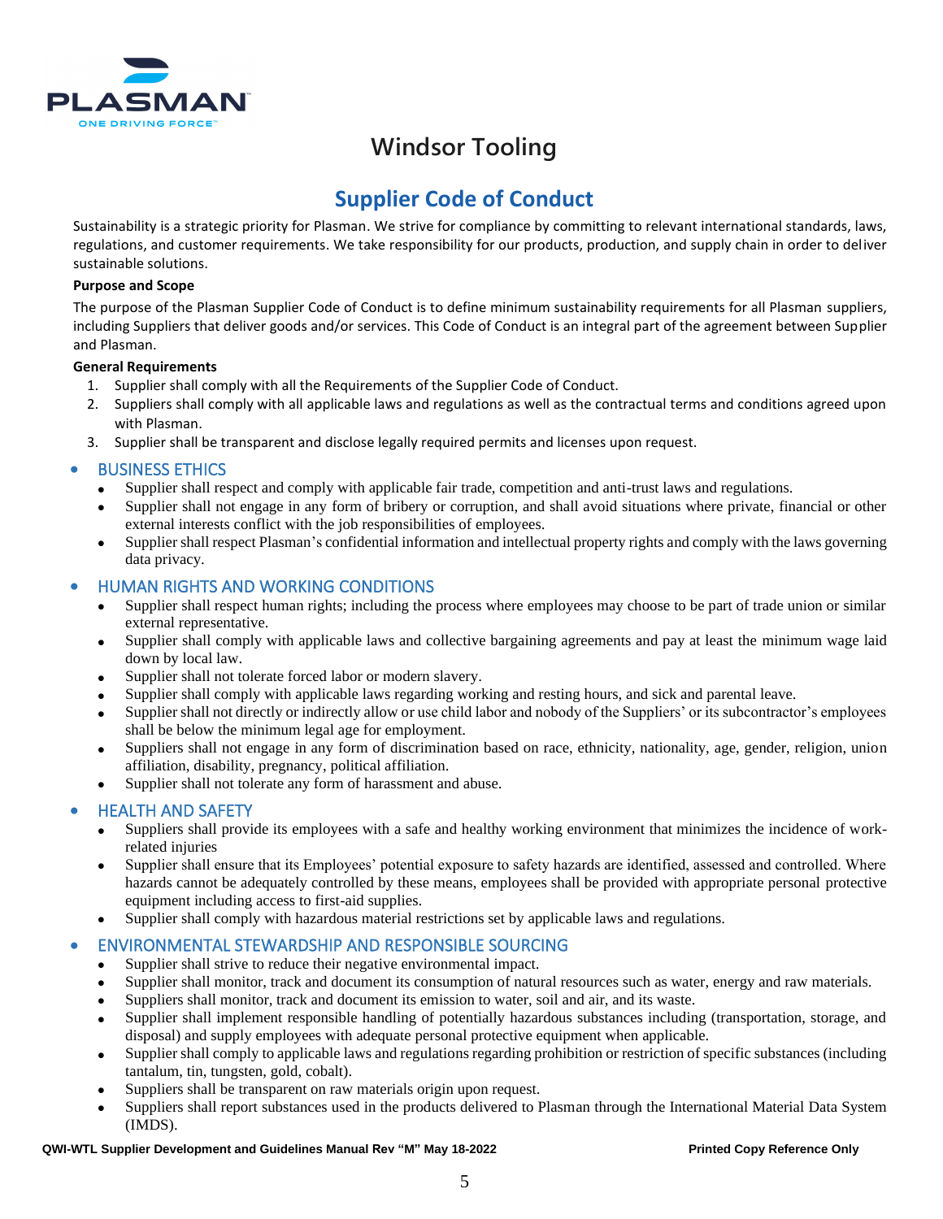# Windsor Tooling

## Supplier Code of Conduct

Sustainability is a strategic priority for Plasman. We strive for compliance by committing to relevant international standards, laws, regulations, and customer requirements. We take responsibility for our products, production, and supply chain in order to deliver sustainable solutions.

**Purpose and Scope**

The purpose of the Plasman Supplier Code of Conduct is to define minimum sustainability requirements for all Plasman suppliers, including Suppliers that deliver goods and/or services. This Code of Conduct is an integral part of the agreement between Supplier and Plasman.

**General Requirements**

1. Supplier shall comply with all the Requirements of the Supplier Code of Conduct.
2. Suppliers shall comply with all applicable laws and regulations as well as the contractual terms and conditions agreed upon with Plasman.
3. Supplier shall be transparent and disclose legally required permits and licenses upon request.

- BUSINESS ETHICS
  - Supplier shall respect and comply with applicable fair trade, competition and anti-trust laws and regulations.
  - Supplier shall not engage in any form of bribery or corruption, and shall avoid situations where private, financial or other external interests conflict with the job responsibilities of employees.
  - Supplier shall respect Plasman's confidential information and intellectual property rights and comply with the laws governing data privacy.
- HUMAN RIGHTS AND WORKING CONDITIONS
  - Supplier shall respect human rights; including the process where employees may choose to be part of trade union or similar external representative.
  - Supplier shall comply with applicable laws and collective bargaining agreements and pay at least the minimum wage laid down by local law.
  - Supplier shall not tolerate forced labor or modern slavery.
  - Supplier shall comply with applicable laws regarding working and resting hours, and sick and parental leave.
  - Supplier shall not directly or indirectly allow or use child labor and nobody of the Suppliers' or its subcontractor's employees shall be below the minimum legal age for employment.
  - Suppliers shall not engage in any form of discrimination based on race, ethnicity, nationality, age, gender, religion, union affiliation, disability, pregnancy, political affiliation.
  - Supplier shall not tolerate any form of harassment and abuse.
- HEALTH AND SAFETY
  - Suppliers shall provide its employees with a safe and healthy working environment that minimizes the incidence of work-related injuries
  - Supplier shall ensure that its Employees' potential exposure to safety hazards are identified, assessed and controlled. Where hazards cannot be adequately controlled by these means, employees shall be provided with appropriate personal protective equipment including access to first-aid supplies.
  - Supplier shall comply with hazardous material restrictions set by applicable laws and regulations.
- ENVIRONMENTAL STEWARDSHIP AND RESPONSIBLE SOURCING
  - Supplier shall strive to reduce their negative environmental impact.
  - Supplier shall monitor, track and document its consumption of natural resources such as water, energy and raw materials.
  - Suppliers shall monitor, track and document its emission to water, soil and air, and its waste.
  - Supplier shall implement responsible handling of potentially hazardous substances including (transportation, storage, and disposal) and supply employees with adequate personal protective equipment when applicable.
  - Supplier shall comply to applicable laws and regulations regarding prohibition or restriction of specific substances (including tantalum, tin, tungsten, gold, cobalt).
  - Suppliers shall be transparent on raw materials origin upon request.
  - Suppliers shall report substances used in the products delivered to Plasman through the International Material Data System (IMDS).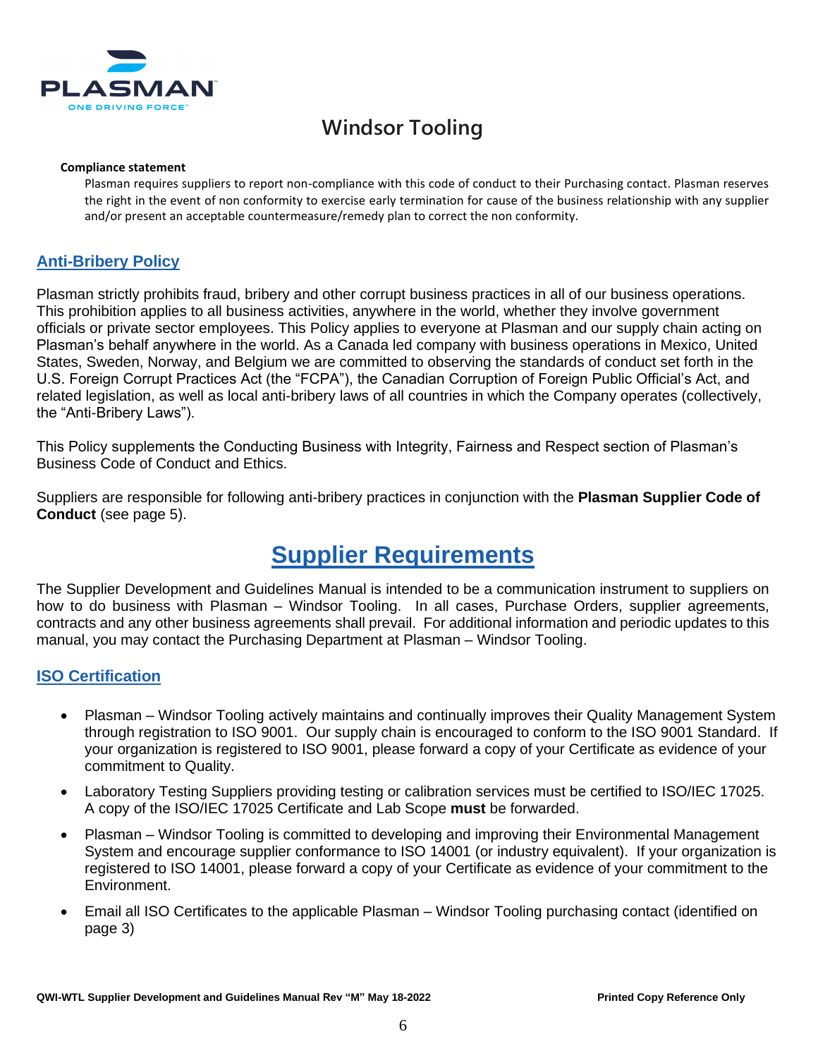# Windsor Tooling

**Compliance statement**

Plasman requires suppliers to report non-compliance with this code of conduct to their Purchasing contact. Plasman reserves the right in the event of non conformity to exercise early termination for cause of the business relationship with any supplier and/or present an acceptable countermeasure/remedy plan to correct the non conformity.

## Anti-Bribery Policy

Plasman strictly prohibits fraud, bribery and other corrupt business practices in all of our business operations. This prohibition applies to all business activities, anywhere in the world, whether they involve government officials or private sector employees. This Policy applies to everyone at Plasman and our supply chain acting on Plasman's behalf anywhere in the world. As a Canada led company with business operations in Mexico, United States, Sweden, Norway, and Belgium we are committed to observing the standards of conduct set forth in the U.S. Foreign Corrupt Practices Act (the "FCPA"), the Canadian Corruption of Foreign Public Official's Act, and related legislation, as well as local anti-bribery laws of all countries in which the Company operates (collectively, the "Anti-Bribery Laws").

This Policy supplements the Conducting Business with Integrity, Fairness and Respect section of Plasman's Business Code of Conduct and Ethics.

Suppliers are responsible for following anti-bribery practices in conjunction with the **Plasman Supplier Code of Conduct** (see page 5).

# Supplier Requirements

The Supplier Development and Guidelines Manual is intended to be a communication instrument to suppliers on how to do business with Plasman – Windsor Tooling. In all cases, Purchase Orders, supplier agreements, contracts and any other business agreements shall prevail. For additional information and periodic updates to this manual, you may contact the Purchasing Department at Plasman – Windsor Tooling.

## ISO Certification

- Plasman – Windsor Tooling actively maintains and continually improves their Quality Management System through registration to ISO 9001. Our supply chain is encouraged to conform to the ISO 9001 Standard. If your organization is registered to ISO 9001, please forward a copy of your Certificate as evidence of your commitment to Quality.
- Laboratory Testing Suppliers providing testing or calibration services must be certified to ISO/IEC 17025. A copy of the ISO/IEC 17025 Certificate and Lab Scope **must** be forwarded.
- Plasman – Windsor Tooling is committed to developing and improving their Environmental Management System and encourage supplier conformance to ISO 14001 (or industry equivalent). If your organization is registered to ISO 14001, please forward a copy of your Certificate as evidence of your commitment to the Environment.
- Email all ISO Certificates to the applicable Plasman – Windsor Tooling purchasing contact (identified on page 3)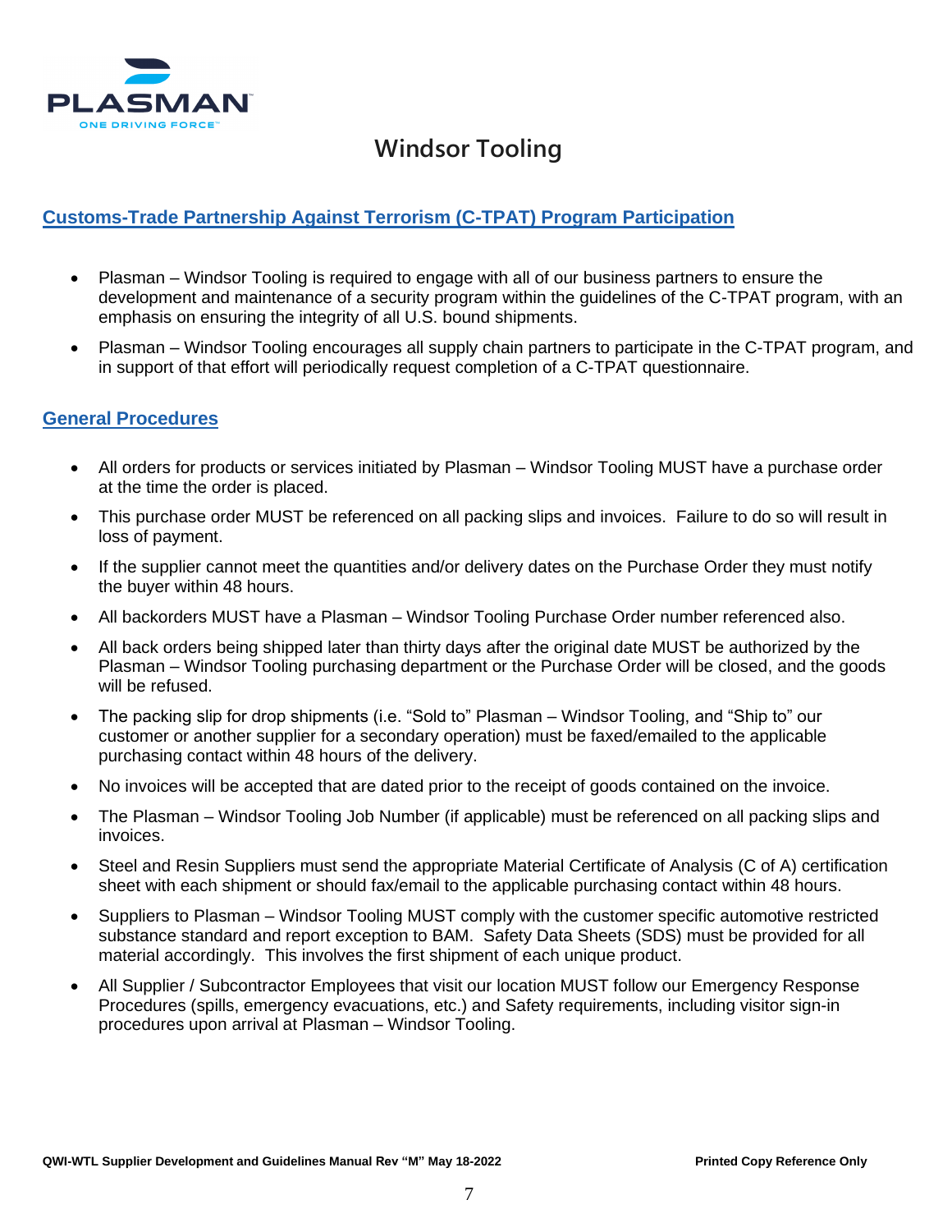# Windsor Tooling

## Customs-Trade Partnership Against Terrorism (C-TPAT) Program Participation

- Plasman – Windsor Tooling is required to engage with all of our business partners to ensure the development and maintenance of a security program within the guidelines of the C-TPAT program, with an emphasis on ensuring the integrity of all U.S. bound shipments.
- Plasman – Windsor Tooling encourages all supply chain partners to participate in the C-TPAT program, and in support of that effort will periodically request completion of a C-TPAT questionnaire.

## General Procedures

- All orders for products or services initiated by Plasman – Windsor Tooling MUST have a purchase order at the time the order is placed.
- This purchase order MUST be referenced on all packing slips and invoices. Failure to do so will result in loss of payment.
- If the supplier cannot meet the quantities and/or delivery dates on the Purchase Order they must notify the buyer within 48 hours.
- All backorders MUST have a Plasman – Windsor Tooling Purchase Order number referenced also.
- All back orders being shipped later than thirty days after the original date MUST be authorized by the Plasman – Windsor Tooling purchasing department or the Purchase Order will be closed, and the goods will be refused.
- The packing slip for drop shipments (i.e. "Sold to" Plasman – Windsor Tooling, and "Ship to" our customer or another supplier for a secondary operation) must be faxed/emailed to the applicable purchasing contact within 48 hours of the delivery.
- No invoices will be accepted that are dated prior to the receipt of goods contained on the invoice.
- The Plasman – Windsor Tooling Job Number (if applicable) must be referenced on all packing slips and invoices.
- Steel and Resin Suppliers must send the appropriate Material Certificate of Analysis (C of A) certification sheet with each shipment or should fax/email to the applicable purchasing contact within 48 hours.
- Suppliers to Plasman – Windsor Tooling MUST comply with the customer specific automotive restricted substance standard and report exception to BAM. Safety Data Sheets (SDS) must be provided for all material accordingly. This involves the first shipment of each unique product.
- All Supplier / Subcontractor Employees that visit our location MUST follow our Emergency Response Procedures (spills, emergency evacuations, etc.) and Safety requirements, including visitor sign-in procedures upon arrival at Plasman – Windsor Tooling.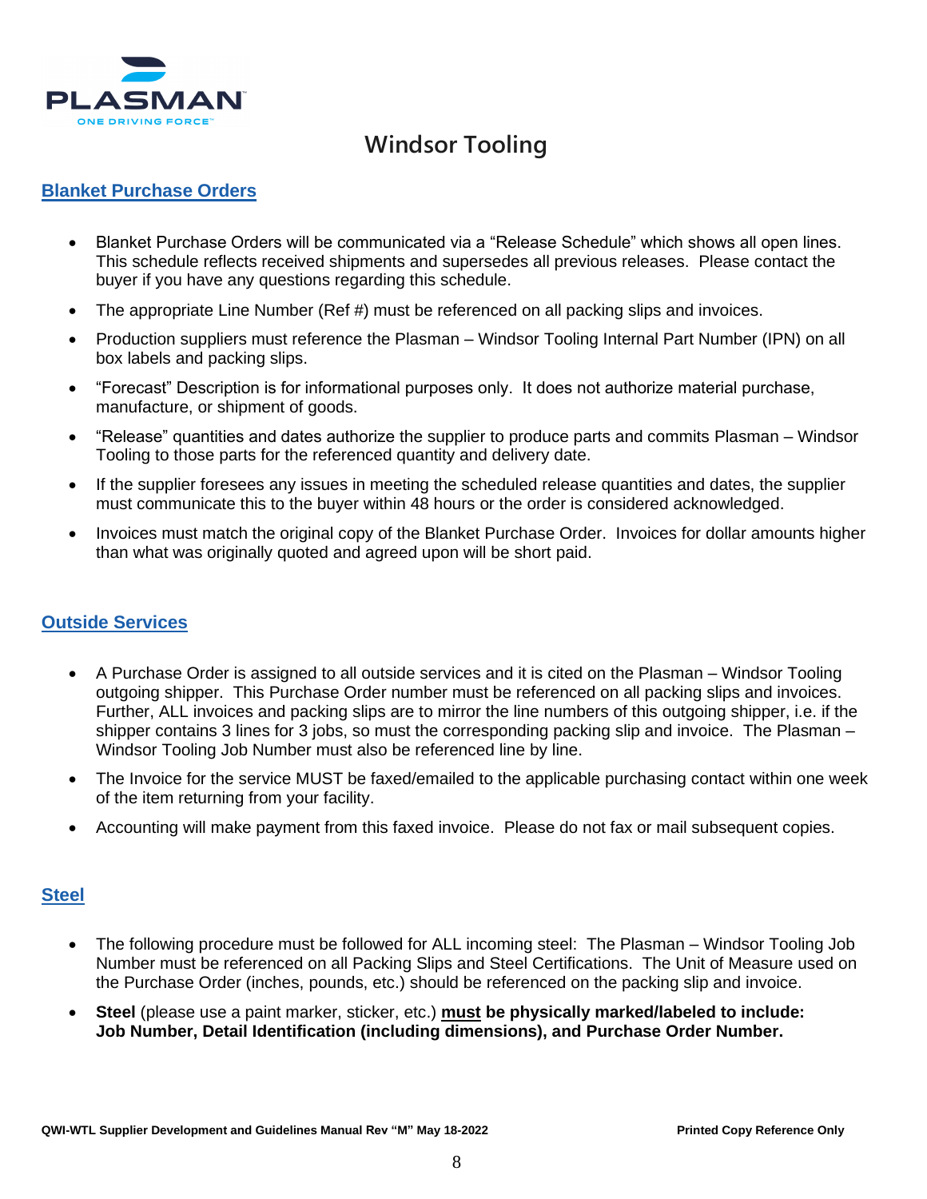PLASMAN

ONE DRIVING FORCE™

# Windsor Tooling

## Blanket Purchase Orders

- Blanket Purchase Orders will be communicated via a "Release Schedule" which shows all open lines. This schedule reflects received shipments and supersedes all previous releases. Please contact the buyer if you have any questions regarding this schedule.
- The appropriate Line Number (Ref #) must be referenced on all packing slips and invoices.
- Production suppliers must reference the Plasman – Windsor Tooling Internal Part Number (IPN) on all box labels and packing slips.
- "Forecast" Description is for informational purposes only. It does not authorize material purchase, manufacture, or shipment of goods.
- "Release" quantities and dates authorize the supplier to produce parts and commits Plasman – Windsor Tooling to those parts for the referenced quantity and delivery date.
- If the supplier foresees any issues in meeting the scheduled release quantities and dates, the supplier must communicate this to the buyer within 48 hours or the order is considered acknowledged.
- Invoices must match the original copy of the Blanket Purchase Order. Invoices for dollar amounts higher than what was originally quoted and agreed upon will be short paid.

## Outside Services

- A Purchase Order is assigned to all outside services and it is cited on the Plasman – Windsor Tooling outgoing shipper. This Purchase Order number must be referenced on all packing slips and invoices. Further, ALL invoices and packing slips are to mirror the line numbers of this outgoing shipper, i.e. if the shipper contains 3 lines for 3 jobs, so must the corresponding packing slip and invoice. The Plasman – Windsor Tooling Job Number must also be referenced line by line.
- The Invoice for the service MUST be faxed/emailed to the applicable purchasing contact within one week of the item returning from your facility.
- Accounting will make payment from this faxed invoice. Please do not fax or mail subsequent copies.

## Steel

- The following procedure must be followed for ALL incoming steel: The Plasman – Windsor Tooling Job Number must be referenced on all Packing Slips and Steel Certifications. The Unit of Measure used on the Purchase Order (inches, pounds, etc.) should be referenced on the packing slip and invoice.
- **Steel** (please use a paint marker, sticker, etc.) **must be physically marked/labeled to include: Job Number, Detail Identification (including dimensions), and Purchase Order Number.**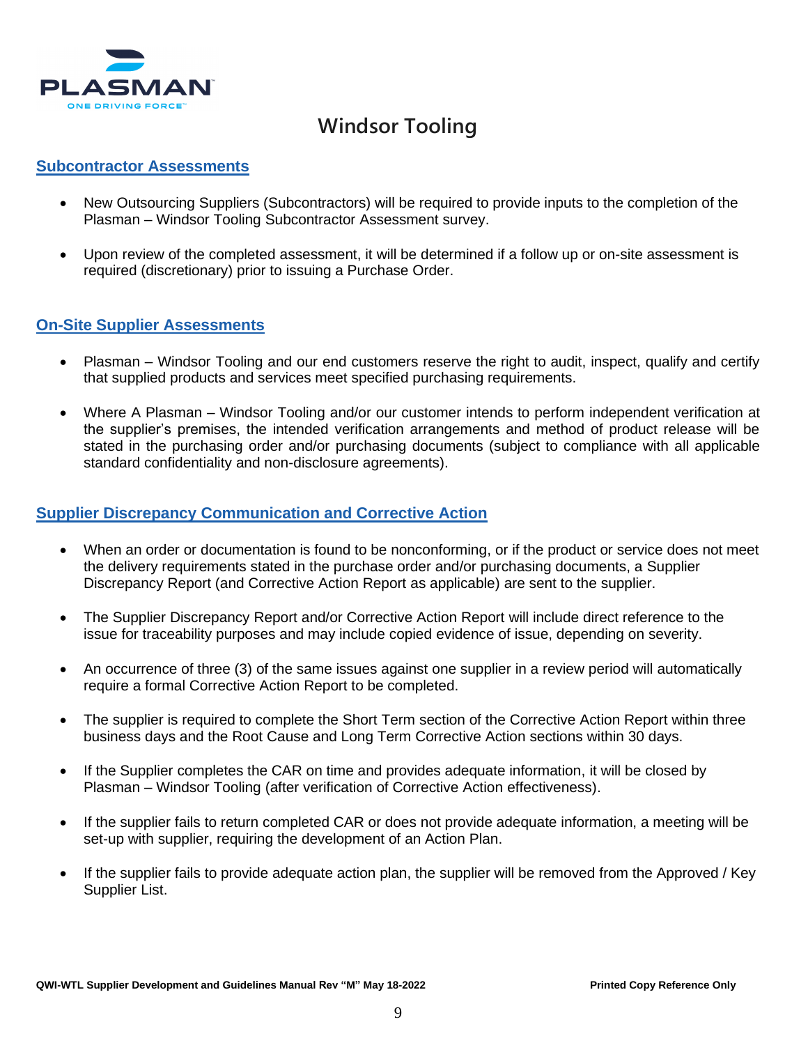## Subcontractor Assessments

- New Outsourcing Suppliers (Subcontractors) will be required to provide inputs to the completion of the Plasman – Windsor Tooling Subcontractor Assessment survey.
- Upon review of the completed assessment, it will be determined if a follow up or on-site assessment is required (discretionary) prior to issuing a Purchase Order.

## On-Site Supplier Assessments

- Plasman – Windsor Tooling and our end customers reserve the right to audit, inspect, qualify and certify that supplied products and services meet specified purchasing requirements.
- Where A Plasman – Windsor Tooling and/or our customer intends to perform independent verification at the supplier's premises, the intended verification arrangements and method of product release will be stated in the purchasing order and/or purchasing documents (subject to compliance with all applicable standard confidentiality and non-disclosure agreements).

## Supplier Discrepancy Communication and Corrective Action

- When an order or documentation is found to be nonconforming, or if the product or service does not meet the delivery requirements stated in the purchase order and/or purchasing documents, a Supplier Discrepancy Report (and Corrective Action Report as applicable) are sent to the supplier.
- The Supplier Discrepancy Report and/or Corrective Action Report will include direct reference to the issue for traceability purposes and may include copied evidence of issue, depending on severity.
- An occurrence of three (3) of the same issues against one supplier in a review period will automatically require a formal Corrective Action Report to be completed.
- The supplier is required to complete the Short Term section of the Corrective Action Report within three business days and the Root Cause and Long Term Corrective Action sections within 30 days.
- If the Supplier completes the CAR on time and provides adequate information, it will be closed by Plasman – Windsor Tooling (after verification of Corrective Action effectiveness).
- If the supplier fails to return completed CAR or does not provide adequate information, a meeting will be set-up with supplier, requiring the development of an Action Plan.
- If the supplier fails to provide adequate action plan, the supplier will be removed from the Approved / Key Supplier List.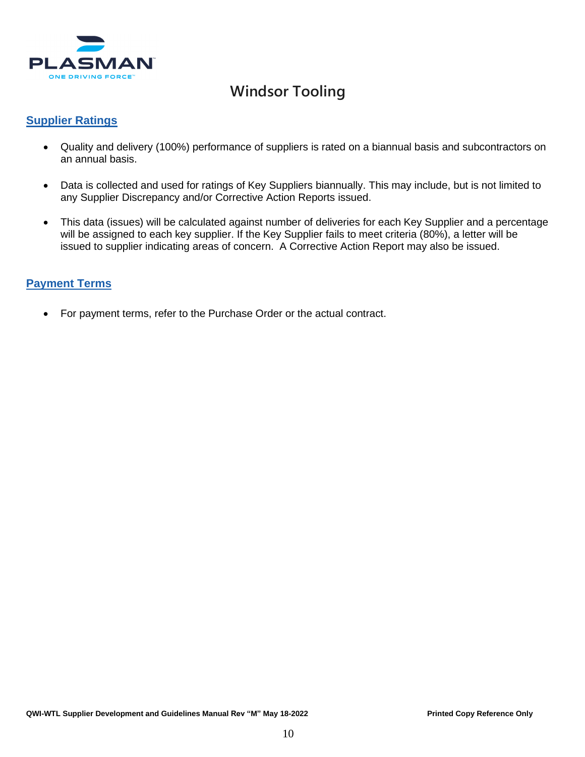## Supplier Ratings

- Quality and delivery (100%) performance of suppliers is rated on a biannual basis and subcontractors on an annual basis.

- Data is collected and used for ratings of Key Suppliers biannually. This may include, but is not limited to any Supplier Discrepancy and/or Corrective Action Reports issued.

- This data (issues) will be calculated against number of deliveries for each Key Supplier and a percentage will be assigned to each key supplier. If the Key Supplier fails to meet criteria (80%), a letter will be issued to supplier indicating areas of concern. A Corrective Action Report may also be issued.

## Payment Terms

- For payment terms, refer to the Purchase Order or the actual contract.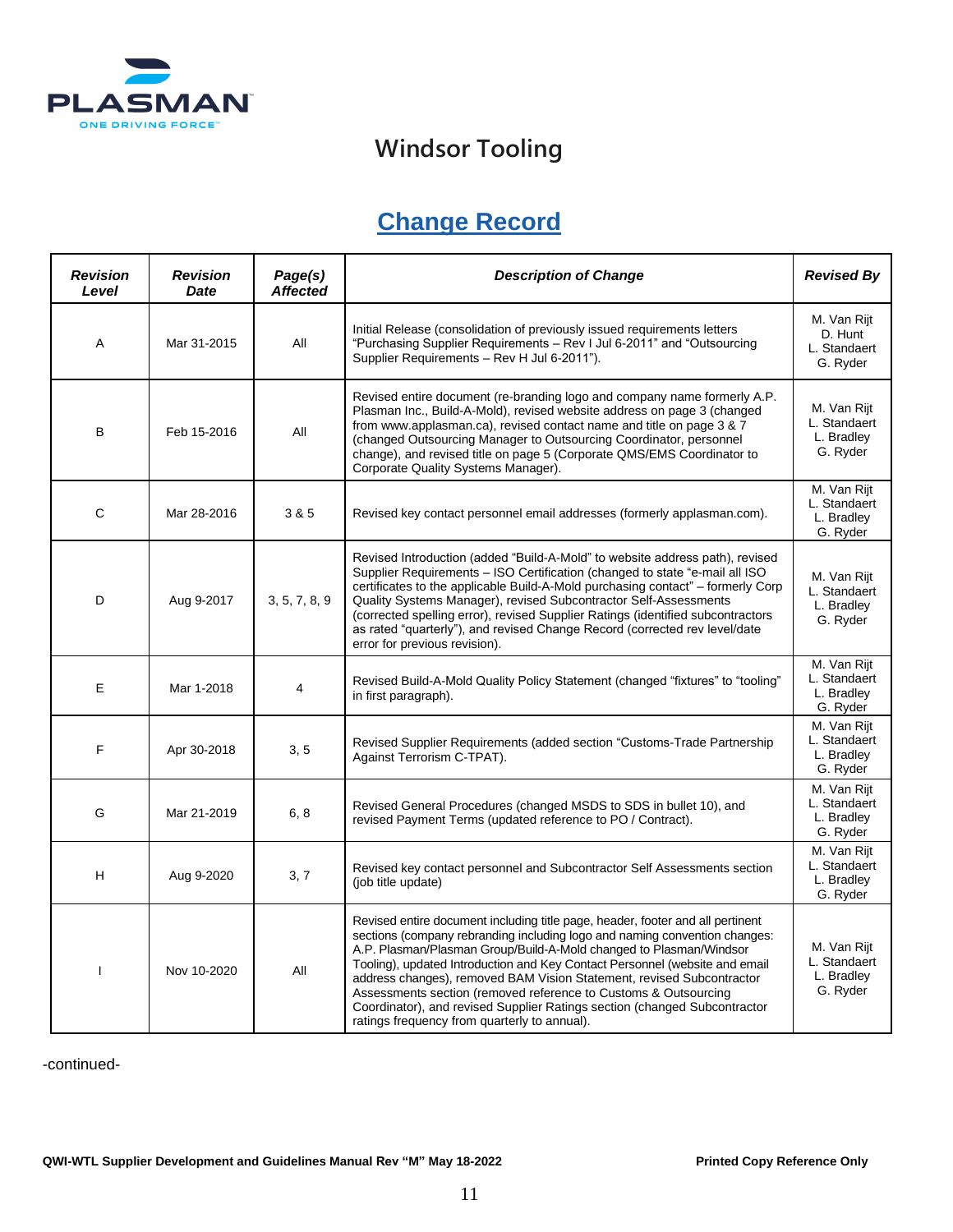# Windsor Tooling

## Change Record

| Revision Level | Revision Date | Page(s) Affected | Description of Change | Revised By |
|---|---|---|---|---|
| A | Mar 31-2015 | All | Initial Release (consolidation of previously issued requirements letters "Purchasing Supplier Requirements – Rev I Jul 6-2011" and "Outsourcing Supplier Requirements – Rev H Jul 6-2011"). | M. Van Rijt<br>D. Hunt<br>L. Standaert<br>G. Ryder |
| B | Feb 15-2016 | All | Revised entire document (re-branding logo and company name formerly A.P. Plasman Inc., Build-A-Mold), revised website address on page 3 (changed from www.applasman.ca), revised contact name and title on page 3 & 7 (changed Outsourcing Manager to Outsourcing Coordinator, personnel change), and revised title on page 5 (Corporate QMS/EMS Coordinator to Corporate Quality Systems Manager). | M. Van Rijt<br>L. Standaert<br>L. Bradley<br>G. Ryder |
| C | Mar 28-2016 | 3 & 5 | Revised key contact personnel email addresses (formerly applasman.com). | M. Van Rijt<br>L. Standaert<br>L. Bradley<br>G. Ryder |
| D | Aug 9-2017 | 3, 5, 7, 8, 9 | Revised Introduction (added "Build-A-Mold" to website address path), revised Supplier Requirements – ISO Certification (changed to state "e-mail all ISO certificates to the applicable Build-A-Mold purchasing contact" – formerly Corp Quality Systems Manager), revised Subcontractor Self-Assessments (corrected spelling error), revised Supplier Ratings (identified subcontractors as rated "quarterly"), and revised Change Record (corrected rev level/date error for previous revision). | M. Van Rijt<br>L. Standaert<br>L. Bradley<br>G. Ryder |
| E | Mar 1-2018 | 4 | Revised Build-A-Mold Quality Policy Statement (changed "fixtures" to "tooling" in first paragraph). | M. Van Rijt<br>L. Standaert<br>L. Bradley<br>G. Ryder |
| F | Apr 30-2018 | 3, 5 | Revised Supplier Requirements (added section "Customs-Trade Partnership Against Terrorism C-TPAT). | M. Van Rijt<br>L. Standaert<br>L. Bradley<br>G. Ryder |
| G | Mar 21-2019 | 6, 8 | Revised General Procedures (changed MSDS to SDS in bullet 10), and revised Payment Terms (updated reference to PO / Contract). | M. Van Rijt<br>L. Standaert<br>L. Bradley<br>G. Ryder |
| H | Aug 9-2020 | 3, 7 | Revised key contact personnel and Subcontractor Self Assessments section (job title update) | M. Van Rijt<br>L. Standaert<br>L. Bradley<br>G. Ryder |
| I | Nov 10-2020 | All | Revised entire document including title page, header, footer and all pertinent sections (company rebranding including logo and naming convention changes: A.P. Plasman/Plasman Group/Build-A-Mold changed to Plasman/Windsor Tooling), updated Introduction and Key Contact Personnel (website and email address changes), removed BAM Vision Statement, revised Subcontractor Assessments section (removed reference to Customs & Outsourcing Coordinator), and revised Supplier Ratings section (changed Subcontractor ratings frequency from quarterly to annual). | M. Van Rijt<br>L. Standaert<br>L. Bradley<br>G. Ryder |

-continued-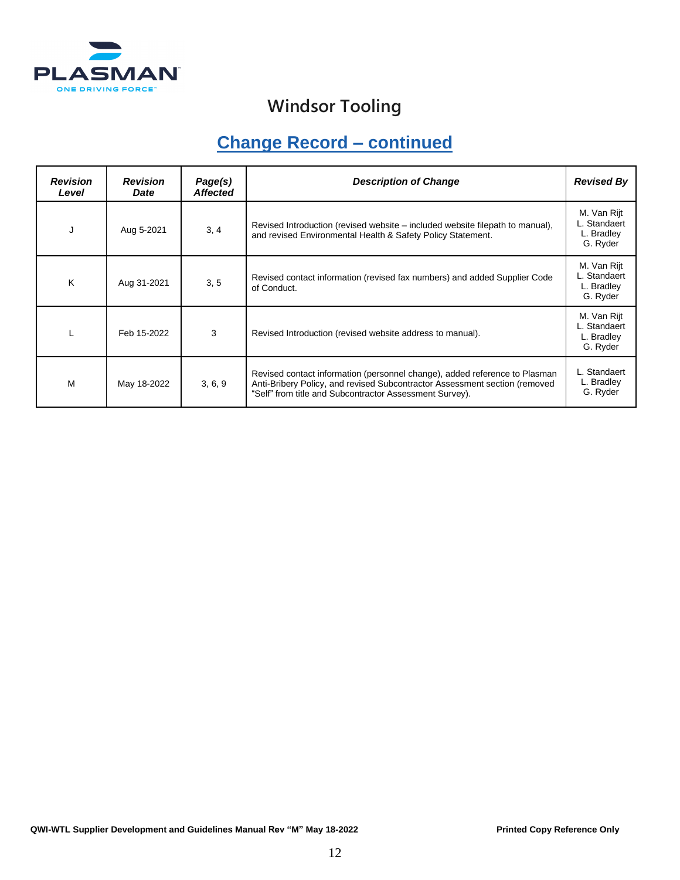PLASMAN

ONE DRIVING FORCE™

## Windsor Tooling

# Change Record – continued

| *Revision Level* | *Revision Date* | *Page(s) Affected* | *Description of Change* | *Revised By* |
|---|---|---|---|---|
| J | Aug 5-2021 | 3, 4 | Revised Introduction (revised website – included website filepath to manual), and revised Environmental Health & Safety Policy Statement. | M. Van Rijt<br>L. Standaert<br>L. Bradley<br>G. Ryder |
| K | Aug 31-2021 | 3, 5 | Revised contact information (revised fax numbers) and added Supplier Code of Conduct. | M. Van Rijt<br>L. Standaert<br>L. Bradley<br>G. Ryder |
| L | Feb 15-2022 | 3 | Revised Introduction (revised website address to manual). | M. Van Rijt<br>L. Standaert<br>L. Bradley<br>G. Ryder |
| M | May 18-2022 | 3, 6, 9 | Revised contact information (personnel change), added reference to Plasman Anti-Bribery Policy, and revised Subcontractor Assessment section (removed "Self" from title and Subcontractor Assessment Survey). | L. Standaert<br>L. Bradley<br>G. Ryder |